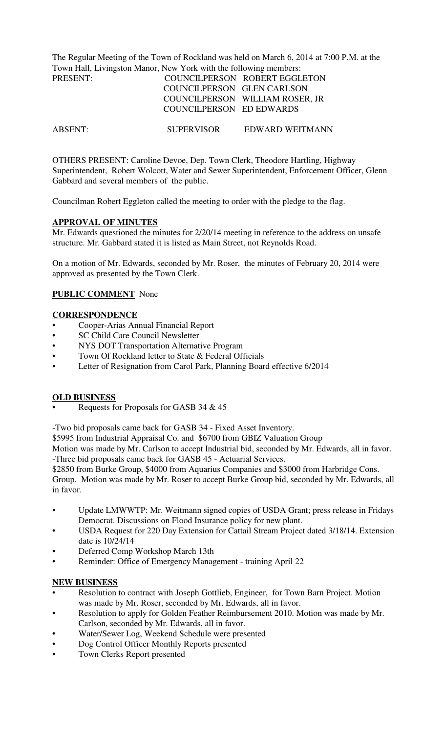The Regular Meeting of the Town of Rockland was held on March 6, 2014 at 7:00 P.M. at the Town Hall, Livingston Manor, New York with the following members:

| | | |
|---|---|---|
| PRESENT: | COUNCILPERSON | ROBERT EGGLETON |
| | COUNCILPERSON | GLEN CARLSON |
| | COUNCILPERSON | WILLIAM ROSER, JR |
| | COUNCILPERSON | ED EDWARDS |
| ABSENT: | SUPERVISOR | EDWARD WEITMANN |

OTHERS PRESENT: Caroline Devoe, Dep. Town Clerk, Theodore Hartling, Highway Superintendent, Robert Wolcott, Water and Sewer Superintendent, Enforcement Officer, Glenn Gabbard and several members of the public.

Councilman Robert Eggleton called the meeting to order with the pledge to the flag.

**APPROVAL OF MINUTES**

Mr. Edwards questioned the minutes for 2/20/14 meeting in reference to the address on unsafe structure. Mr. Gabbard stated it is listed as Main Street, not Reynolds Road.

On a motion of Mr. Edwards, seconded by Mr. Roser, the minutes of February 20, 2014 were approved as presented by the Town Clerk.

**PUBLIC COMMENT** None

**CORRESPONDENCE**

- Cooper-Arias Annual Financial Report
- SC Child Care Council Newsletter
- NYS DOT Transportation Alternative Program
- Town Of Rockland letter to State & Federal Officials
- Letter of Resignation from Carol Park, Planning Board effective 6/2014

**OLD BUSINESS**

- Requests for Proposals for GASB 34 & 45

-Two bid proposals came back for GASB 34 - Fixed Asset Inventory.
$5995 from Industrial Appraisal Co. and $6700 from GBIZ Valuation Group
Motion was made by Mr. Carlson to accept Industrial bid, seconded by Mr. Edwards, all in favor.
-Three bid proposals came back for GASB 45 - Actuarial Services.
$2850 from Burke Group, $4000 from Aquarius Companies and $3000 from Harbridge Cons. Group. Motion was made by Mr. Roser to accept Burke Group bid, seconded by Mr. Edwards, all in favor.

- Update LMWWTP: Mr. Weitmann signed copies of USDA Grant; press release in Fridays Democrat. Discussions on Flood Insurance policy for new plant.
- USDA Request for 220 Day Extension for Cattail Stream Project dated 3/18/14. Extension date is 10/24/14
- Deferred Comp Workshop March 13th
- Reminder: Office of Emergency Management - training April 22

**NEW BUSINESS**

- Resolution to contract with Joseph Gottlieb, Engineer, for Town Barn Project. Motion was made by Mr. Roser, seconded by Mr. Edwards, all in favor.
- Resolution to apply for Golden Feather Reimbursement 2010. Motion was made by Mr. Carlson, seconded by Mr. Edwards, all in favor.
- Water/Sewer Log, Weekend Schedule were presented
- Dog Control Officer Monthly Reports presented
- Town Clerks Report presented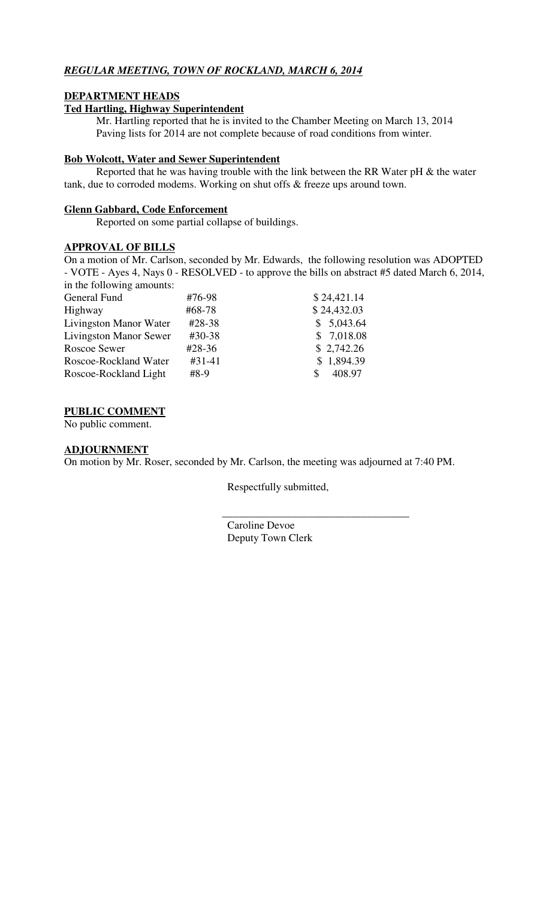***REGULAR MEETING, TOWN OF ROCKLAND, MARCH 6, 2014***

**DEPARTMENT HEADS**

**Ted Hartling, Highway Superintendent**

Mr. Hartling reported that he is invited to the Chamber Meeting on March 13, 2014 Paving lists for 2014 are not complete because of road conditions from winter.

**Bob Wolcott, Water and Sewer Superintendent**

Reported that he was having trouble with the link between the RR Water pH & the water tank, due to corroded modems. Working on shut offs & freeze ups around town.

**Glenn Gabbard, Code Enforcement**

Reported on some partial collapse of buildings.

**APPROVAL OF BILLS**

On a motion of Mr. Carlson, seconded by Mr. Edwards, the following resolution was ADOPTED - VOTE - Ayes 4, Nays 0 - RESOLVED - to approve the bills on abstract #5 dated March 6, 2014, in the following amounts:

| | | |
|---|---|---|
| General Fund | #76-98 | $ 24,421.14 |
| Highway | #68-78 | $ 24,432.03 |
| Livingston Manor Water | #28-38 | $ 5,043.64 |
| Livingston Manor Sewer | #30-38 | $ 7,018.08 |
| Roscoe Sewer | #28-36 | $ 2,742.26 |
| Roscoe-Rockland Water | #31-41 | $ 1,894.39 |
| Roscoe-Rockland Light | #8-9 | $ 408.97 |

**PUBLIC COMMENT**

No public comment.

**ADJOURNMENT**

On motion by Mr. Roser, seconded by Mr. Carlson, the meeting was adjourned at 7:40 PM.

Respectfully submitted,

\_\_\_\_\_\_\_\_\_\_\_\_\_\_\_\_\_\_\_\_\_\_\_\_\_\_\_\_\_\_\_\_\_\_\_

Caroline Devoe
Deputy Town Clerk